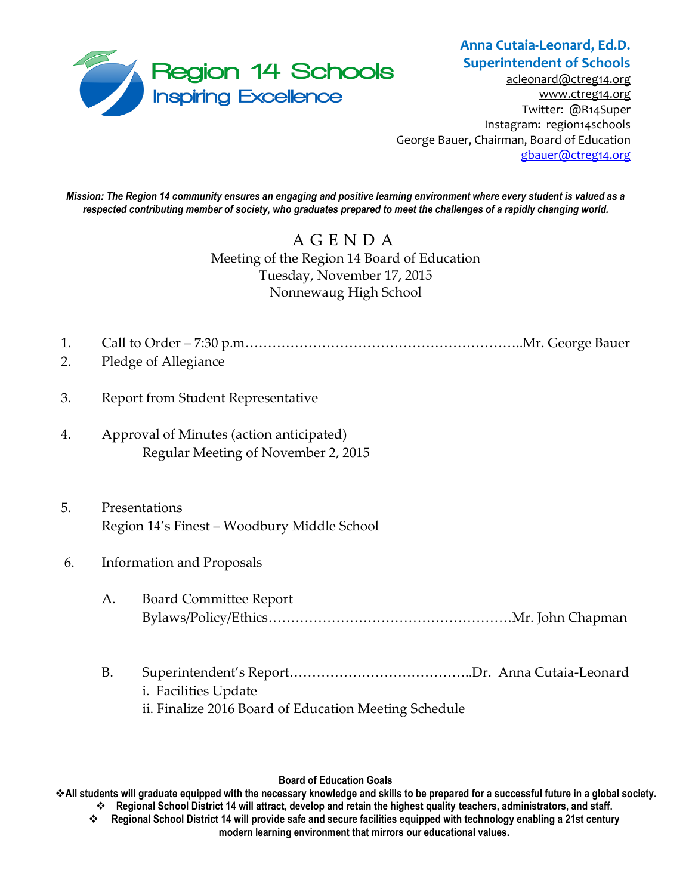**Region 14 Schools**
Inspiring Excellence

**Anna Cutaia-Leonard, Ed.D.**
**Superintendent of Schools**
acleonard@ctreg14.org
www.ctreg14.org
Twitter: @R14Super
Instagram: region14schools
George Bauer, Chairman, Board of Education
gbauer@ctreg14.org

---

***Mission: The Region 14 community ensures an engaging and positive learning environment where every student is valued as a respected contributing member of society, who graduates prepared to meet the challenges of a rapidly changing world.***

# A G E N D A

Meeting of the Region 14 Board of Education
Tuesday, November 17, 2015
Nonnewaug High School

1. Call to Order – 7:30 p.m.……………………………………………………..Mr. George Bauer
2. Pledge of Allegiance
3. Report from Student Representative
4. Approval of Minutes (action anticipated)
   Regular Meeting of November 2, 2015
5. Presentations
   Region 14's Finest – Woodbury Middle School
6. Information and Proposals
   A. Board Committee Report
      Bylaws/Policy/Ethics………………………………………………Mr. John Chapman
   B. Superintendent's Report…………………………………..Dr. Anna Cutaia-Leonard
      i. Facilities Update
      ii. Finalize 2016 Board of Education Meeting Schedule

**Board of Education Goals**

- **All students will graduate equipped with the necessary knowledge and skills to be prepared for a successful future in a global society.**
- **Regional School District 14 will attract, develop and retain the highest quality teachers, administrators, and staff.**
- **Regional School District 14 will provide safe and secure facilities equipped with technology enabling a 21st century modern learning environment that mirrors our educational values.**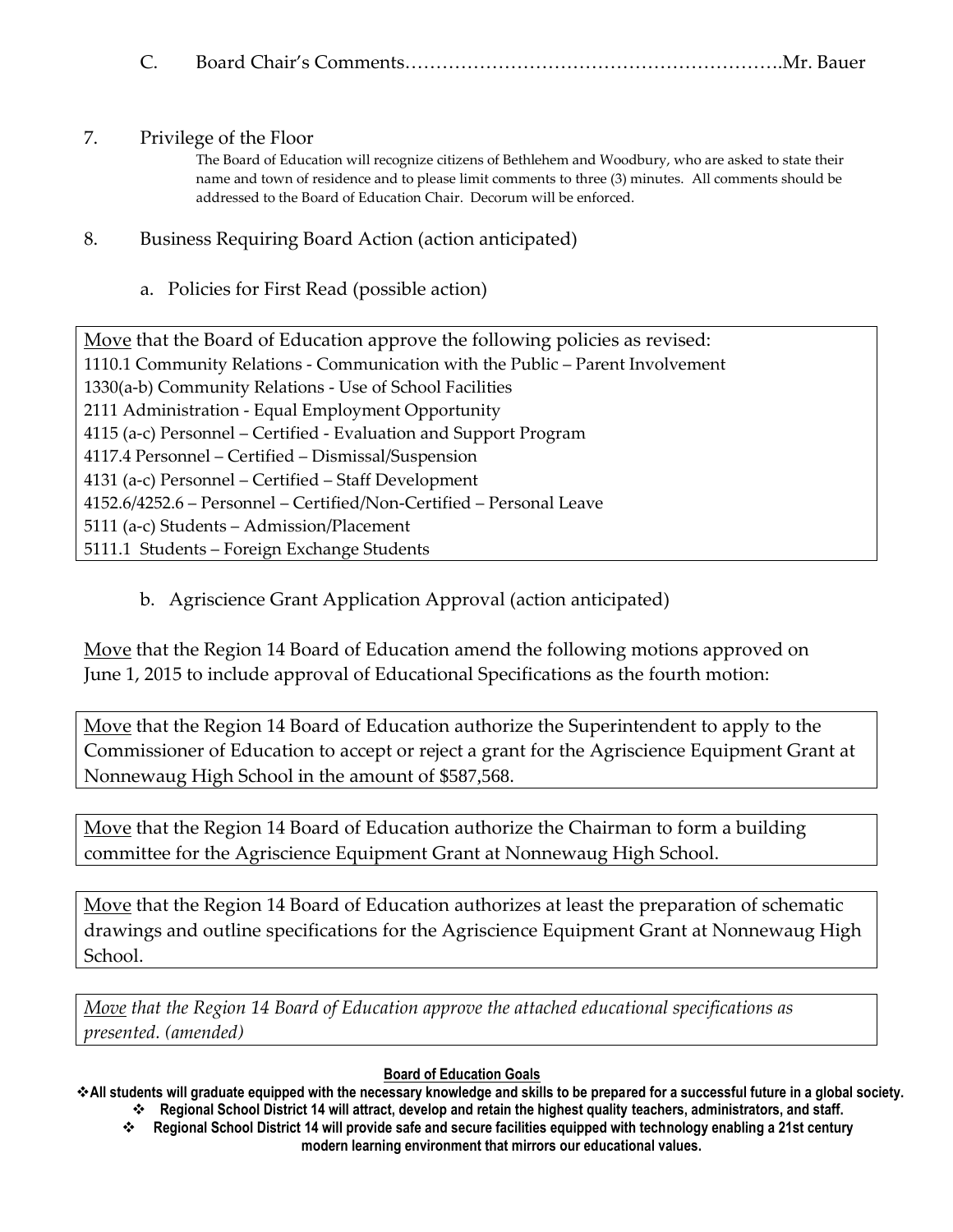C. Board Chair's Comments…………………………………………………….Mr. Bauer

7. Privilege of the Floor

The Board of Education will recognize citizens of Bethlehem and Woodbury, who are asked to state their name and town of residence and to please limit comments to three (3) minutes. All comments should be addressed to the Board of Education Chair. Decorum will be enforced.

8. Business Requiring Board Action (action anticipated)

a. Policies for First Read (possible action)

<u>Move</u> that the Board of Education approve the following policies as revised:
1110.1 Community Relations - Communication with the Public – Parent Involvement
1330(a-b) Community Relations - Use of School Facilities
2111 Administration - Equal Employment Opportunity
4115 (a-c) Personnel – Certified - Evaluation and Support Program
4117.4 Personnel – Certified – Dismissal/Suspension
4131 (a-c) Personnel – Certified – Staff Development
4152.6/4252.6 – Personnel – Certified/Non-Certified – Personal Leave
5111 (a-c) Students – Admission/Placement
5111.1 Students – Foreign Exchange Students

b. Agriscience Grant Application Approval (action anticipated)

<u>Move</u> that the Region 14 Board of Education amend the following motions approved on June 1, 2015 to include approval of Educational Specifications as the fourth motion:

<u>Move</u> that the Region 14 Board of Education authorize the Superintendent to apply to the Commissioner of Education to accept or reject a grant for the Agriscience Equipment Grant at Nonnewaug High School in the amount of $587,568.

<u>Move</u> that the Region 14 Board of Education authorize the Chairman to form a building committee for the Agriscience Equipment Grant at Nonnewaug High School.

<u>Move</u> that the Region 14 Board of Education authorizes at least the preparation of schematic drawings and outline specifications for the Agriscience Equipment Grant at Nonnewaug High School.

*<u>Move</u> that the Region 14 Board of Education approve the attached educational specifications as presented. (amended)*

**<u>Board of Education Goals</u>**

- **All students will graduate equipped with the necessary knowledge and skills to be prepared for a successful future in a global society.**
- **Regional School District 14 will attract, develop and retain the highest quality teachers, administrators, and staff.**
- **Regional School District 14 will provide safe and secure facilities equipped with technology enabling a 21st century modern learning environment that mirrors our educational values.**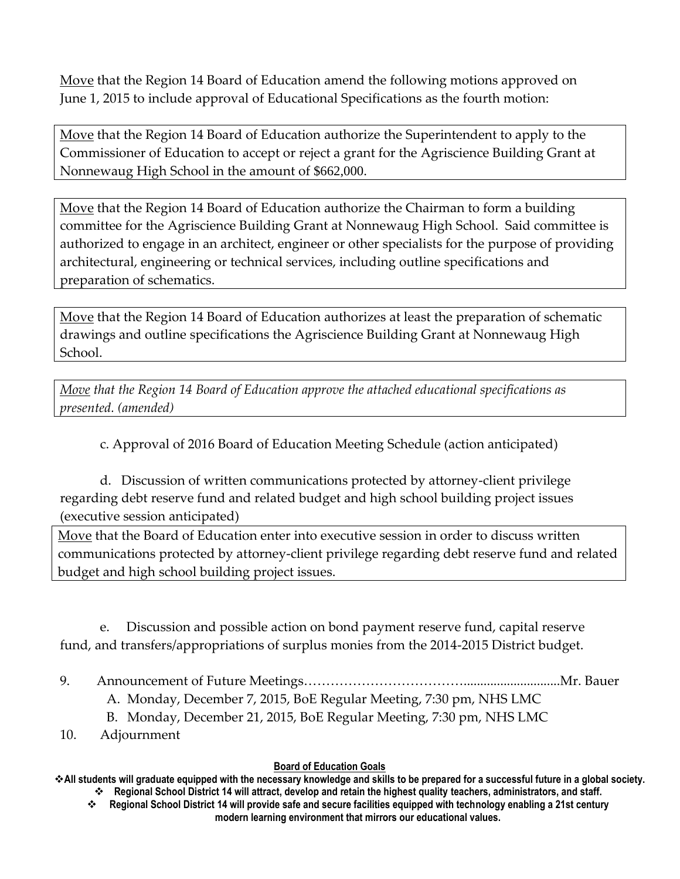Move that the Region 14 Board of Education amend the following motions approved on June 1, 2015 to include approval of Educational Specifications as the fourth motion:

> Move that the Region 14 Board of Education authorize the Superintendent to apply to the Commissioner of Education to accept or reject a grant for the Agriscience Building Grant at Nonnewaug High School in the amount of $662,000.

> Move that the Region 14 Board of Education authorize the Chairman to form a building committee for the Agriscience Building Grant at Nonnewaug High School. Said committee is authorized to engage in an architect, engineer or other specialists for the purpose of providing architectural, engineering or technical services, including outline specifications and preparation of schematics.

> Move that the Region 14 Board of Education authorizes at least the preparation of schematic drawings and outline specifications the Agriscience Building Grant at Nonnewaug High School.

> *Move that the Region 14 Board of Education approve the attached educational specifications as presented. (amended)*

c. Approval of 2016 Board of Education Meeting Schedule (action anticipated)

d. Discussion of written communications protected by attorney-client privilege regarding debt reserve fund and related budget and high school building project issues (executive session anticipated)

> Move that the Board of Education enter into executive session in order to discuss written communications protected by attorney-client privilege regarding debt reserve fund and related budget and high school building project issues.

e. Discussion and possible action on bond payment reserve fund, capital reserve fund, and transfers/appropriations of surplus monies from the 2014-2015 District budget.

9. Announcement of Future Meetings……………………………………………………Mr. Bauer
   A. Monday, December 7, 2015, BoE Regular Meeting, 7:30 pm, NHS LMC
   B. Monday, December 21, 2015, BoE Regular Meeting, 7:30 pm, NHS LMC
10. Adjournment

**Board of Education Goals**

- **All students will graduate equipped with the necessary knowledge and skills to be prepared for a successful future in a global society.**
- **Regional School District 14 will attract, develop and retain the highest quality teachers, administrators, and staff.**
- **Regional School District 14 will provide safe and secure facilities equipped with technology enabling a 21st century modern learning environment that mirrors our educational values.**